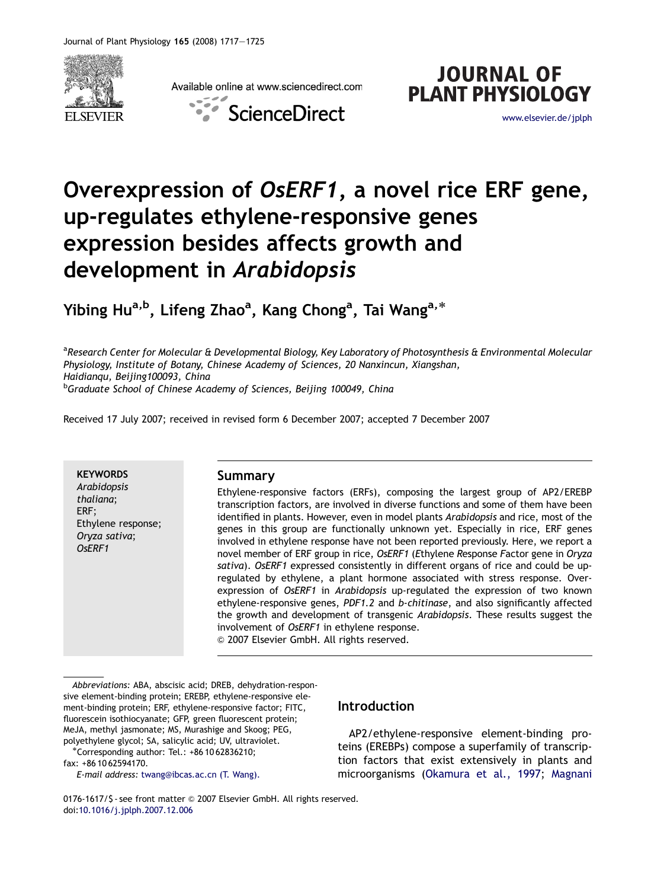# Overexpression of *OsERF1*, a novel rice ERF gene, up-regulates ethylene-responsive genes expression besides affects growth and development in *Arabidopsis*

Yibing Hu[a,b], Lifeng Zhao[a], Kang Chong[a], Tai Wang[a,*]

[a]*Research Center for Molecular & Developmental Biology, Key Laboratory of Photosynthesis & Environmental Molecular Physiology, Institute of Botany, Chinese Academy of Sciences, 20 Nanxincun, Xiangshan, Haidianqu, Beijing100093, China*

[b]*Graduate School of Chinese Academy of Sciences, Beijing 100049, China*

Received 17 July 2007; received in revised form 6 December 2007; accepted 7 December 2007

**KEYWORDS**
*Arabidopsis thaliana*;
ERF;
Ethylene response;
*Oryza sativa*;
*OsERF1*

## Summary

Ethylene-responsive factors (ERFs), composing the largest group of AP2/EREBP transcription factors, are involved in diverse functions and some of them have been identified in plants. However, even in model plants *Arabidopsis* and rice, most of the genes in this group are functionally unknown yet. Especially in rice, ERF genes involved in ethylene response have not been reported previously. Here, we report a novel member of ERF group in rice, *OsERF1* (*E*thylene *R*esponse *F*actor gene in *Oryza sativa*). *OsERF1* expressed consistently in different organs of rice and could be up-regulated by ethylene, a plant hormone associated with stress response. Overexpression of *OsERF1* in *Arabidopsis* up-regulated the expression of two known ethylene-responsive genes, *PDF1.2* and *b-chitinase*, and also significantly affected the growth and development of transgenic *Arabidopsis*. These results suggest the involvement of *OsERF1* in ethylene response.

© 2007 Elsevier GmbH. All rights reserved.

*Abbreviations:* ABA, abscisic acid; DREB, dehydration-responsive element-binding protein; EREBP, ethylene-responsive element-binding protein; ERF, ethylene-responsive factor; FITC, fluorescein isothiocyanate; GFP, green fluorescent protein; MeJA, methyl jasmonate; MS, Murashige and Skoog; PEG, polyethylene glycol; SA, salicylic acid; UV, ultraviolet.

*Corresponding author: Tel.: +86 10 62836210; fax: +86 10 62594170.

*E-mail address:* twang@ibcas.ac.cn (T. Wang).

0176-1617/$ - see front matter © 2007 Elsevier GmbH. All rights reserved.
doi:10.1016/j.jplph.2007.12.006

## Introduction

AP2/ethylene-responsive element-binding proteins (EREBPs) compose a superfamily of transcription factors that exist extensively in plants and microorganisms (Okamura et al., 1997; Magnani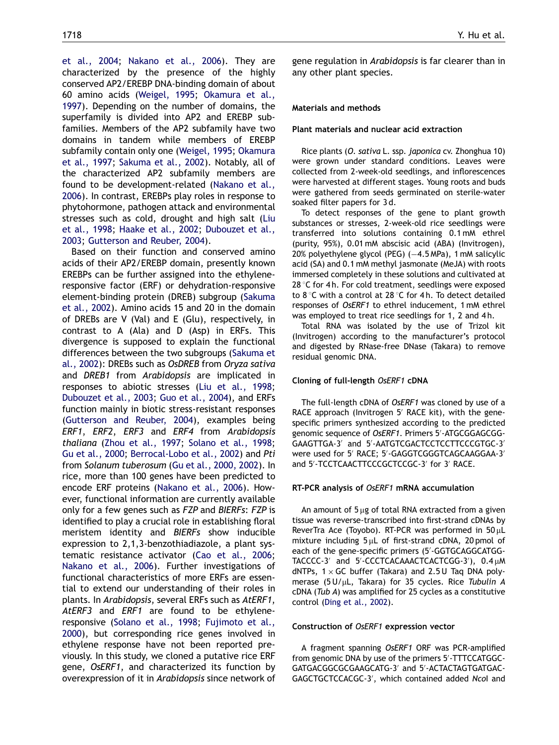et al., 2004; Nakano et al., 2006). They are characterized by the presence of the highly conserved AP2/EREBP DNA-binding domain of about 60 amino acids (Weigel, 1995; Okamura et al., 1997). Depending on the number of domains, the superfamily is divided into AP2 and EREBP subfamilies. Members of the AP2 subfamily have two domains in tandem while members of EREBP subfamily contain only one (Weigel, 1995; Okamura et al., 1997; Sakuma et al., 2002). Notably, all of the characterized AP2 subfamily members are found to be development-related (Nakano et al., 2006). In contrast, EREBPs play roles in response to phytohormone, pathogen attack and environmental stresses such as cold, drought and high salt (Liu et al., 1998; Haake et al., 2002; Dubouzet et al., 2003; Gutterson and Reuber, 2004).

Based on their function and conserved amino acids of their AP2/EREBP domain, presently known EREBPs can be further assigned into the ethylene-responsive factor (ERF) or dehydration-responsive element-binding protein (DREB) subgroup (Sakuma et al., 2002). Amino acids 15 and 20 in the domain of DREBs are V (Val) and E (Glu), respectively, in contrast to A (Ala) and D (Asp) in ERFs. This divergence is supposed to explain the functional differences between the two subgroups (Sakuma et al., 2002): DREBs such as *OsDREB* from *Oryza sativa* and *DREB1* from *Arabidopsis* are implicated in responses to abiotic stresses (Liu et al., 1998; Dubouzet et al., 2003; Guo et al., 2004), and ERFs function mainly in biotic stress-resistant responses (Gutterson and Reuber, 2004), examples being *ERF1*, *ERF2*, *ERF3* and *ERF4* from *Arabidopsis thaliana* (Zhou et al., 1997; Solano et al., 1998; Gu et al., 2000; Berrocal-Lobo et al., 2002) and *Pti* from *Solanum tuberosum* (Gu et al., 2000, 2002). In rice, more than 100 genes have been predicted to encode ERF proteins (Nakano et al., 2006). However, functional information are currently available only for a few genes such as *FZP* and *BIERFs*: *FZP* is identified to play a crucial role in establishing floral meristem identity and *BIERFs* show inducible expression to 2,1,3-benzothiadiazole, a plant systematic resistance activator (Cao et al., 2006; Nakano et al., 2006). Further investigations of functional characteristics of more ERFs are essential to extend our understanding of their roles in plants. In *Arabidopsis*, several ERFs such as *AtERF1*, *AtERF3* and *ERF1* are found to be ethylene-responsive (Solano et al., 1998; Fujimoto et al., 2000), but corresponding rice genes involved in ethylene response have not been reported previously. In this study, we cloned a putative rice ERF gene, *OsERF1*, and characterized its function by overexpression of it in *Arabidopsis* since network of gene regulation in *Arabidopsis* is far clearer than in any other plant species.

## Materials and methods

### Plant materials and nuclear acid extraction

Rice plants (*O. sativa* L. ssp. *japonica* cv. Zhonghua 10) were grown under standard conditions. Leaves were collected from 2-week-old seedlings, and inflorescences were harvested at different stages. Young roots and buds were gathered from seeds germinated on sterile-water soaked filter papers for 3 d.

To detect responses of the gene to plant growth substances or stresses, 2-week-old rice seedlings were transferred into solutions containing 0.1 mM ethrel (purity, 95%), 0.01 mM abscisic acid (ABA) (Invitrogen), 20% polyethylene glycol (PEG) (−4.5 MPa), 1 mM salicylic acid (SA) and 0.1 mM methyl jasmonate (MeJA) with roots immersed completely in these solutions and cultivated at 28 °C for 4 h. For cold treatment, seedlings were exposed to 8 °C with a control at 28 °C for 4 h. To detect detailed responses of *OsERF1* to ethrel inducement, 1 mM ethrel was employed to treat rice seedlings for 1, 2 and 4 h.

Total RNA was isolated by the use of Trizol kit (Invitrogen) according to the manufacturer's protocol and digested by RNase-free DNase (Takara) to remove residual genomic DNA.

### Cloning of full-length *OsERF1* cDNA

The full-length cDNA of *OsERF1* was cloned by use of a RACE approach (Invitrogen 5′ RACE kit), with the gene-specific primers synthesized according to the predicted genomic sequence of *OsERF1*. Primers 5′-ATGCGGAGCGG-GAAGTTGA-3′ and 5′-AATGTCGACTCCTCCTTCCCGTGC-3′ were used for 5′ RACE; 5′-GAGGTCGGGTCAGCAAGGAA-3′ and 5′-TCCTCAACTTCCCGCTCCGC-3′ for 3′ RACE.

### RT-PCR analysis of *OsERF1* mRNA accumulation

An amount of 5 μg of total RNA extracted from a given tissue was reverse-transcribed into first-strand cDNAs by ReverTra Ace (Toyobo). RT-PCR was performed in 50 μL mixture including 5 μL of first-strand cDNA, 20 pmol of each of the gene-specific primers (5′-GGTGCAGGCATGG-TACCCC-3′ and 5′-CCCTCACAAACTCACTCGG-3′), 0.4 μM dNTPs, 1 × GC buffer (Takara) and 2.5 U Taq DNA polymerase (5 U/μL, Takara) for 35 cycles. Rice *Tubulin A* cDNA (*Tub A*) was amplified for 25 cycles as a constitutive control (Ding et al., 2002).

### Construction of *OsERF1* expression vector

A fragment spanning *OsERF1* ORF was PCR-amplified from genomic DNA by use of the primers 5′-TTTCCATGGC-GATGACGGCGCGAAGCATG-3′ and 5′-ACTACTAGTGATGAC-GAGCTGCTCCACGC-3′, which contained added *Nco*I and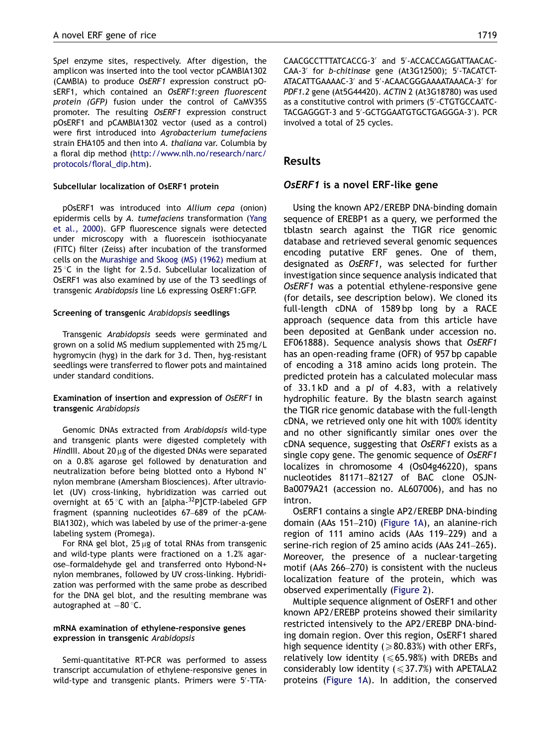SpeI enzyme sites, respectively. After digestion, the amplicon was inserted into the tool vector pCAMBIA1302 (CAMBIA) to produce *OsERF1* expression construct pOsERF1, which contained an *OsERF1:green fluorescent protein (GFP)* fusion under the control of CaMV35S promoter. The resulting *OsERF1* expression construct pOsERF1 and pCAMBIA1302 vector (used as a control) were first introduced into *Agrobacterium tumefaciens* strain EHA105 and then into *A. thaliana* var. Columbia by a floral dip method (http://www.nlh.no/research/narc/protocols/floral_dip.htm).

#### Subcellular localization of OsERF1 protein

pOsERF1 was introduced into *Allium cepa* (onion) epidermis cells by *A. tumefaciens* transformation (Yang et al., 2000). GFP fluorescence signals were detected under microscopy with a fluorescein isothiocyanate (FITC) filter (Zeiss) after incubation of the transformed cells on the Murashige and Skoog (MS) (1962) medium at 25 °C in the light for 2.5 d. Subcellular localization of OsERF1 was also examined by use of the T3 seedlings of transgenic *Arabidopsis* line L6 expressing OsERF1:GFP.

#### Screening of transgenic *Arabidopsis* seedlings

Transgenic *Arabidopsis* seeds were germinated and grown on a solid MS medium supplemented with 25 mg/L hygromycin (hyg) in the dark for 3 d. Then, hyg-resistant seedlings were transferred to flower pots and maintained under standard conditions.

#### Examination of insertion and expression of *OsERF1* in transgenic *Arabidopsis*

Genomic DNAs extracted from *Arabidopsis* wild-type and transgenic plants were digested completely with *Hin*dIII. About 20 μg of the digested DNAs were separated on a 0.8% agarose gel followed by denaturation and neutralization before being blotted onto a Hybond $N^+$ nylon membrane (Amersham Biosciences). After ultraviolet (UV) cross-linking, hybridization was carried out overnight at 65 °C with an [alpha-$^{32}$P]CTP-labeled GFP fragment (spanning nucleotides 67–689 of the pCAMBIA1302), which was labeled by use of the primer-a-gene labeling system (Promega).

For RNA gel blot, 25 μg of total RNAs from transgenic and wild-type plants were fractioned on a 1.2% agarose–formaldehyde gel and transferred onto Hybond-N+ nylon membranes, followed by UV cross-linking. Hybridization was performed with the same probe as described for the DNA gel blot, and the resulting membrane was autographed at −80 °C.

#### mRNA examination of ethylene-responsive genes expression in transgenic *Arabidopsis*

Semi-quantitative RT-PCR was performed to assess transcript accumulation of ethylene-responsive genes in wild-type and transgenic plants. Primers were 5′-TTACAACGCCTTTATCACCG-3′ and 5′-ACCACCAGGATTAACACCAA-3′ for *b-chitinase* gene (At3G12500); 5′-TACATCTATACATTGAAAAC-3′ and 5′-ACAACGGGAAAATAAACA-3′ for *PDF1.2* gene (At5G44420). *ACTIN* 2 (At3G18780) was used as a constitutive control with primers (5′-CTGTGCCAATCTACGAGGGT-3 and 5′-GCTGGAATGTGCTGAGGGA-3′). PCR involved a total of 25 cycles.

## Results

### *OsERF1* is a novel ERF-like gene

Using the known AP2/EREBP DNA-binding domain sequence of EREBP1 as a query, we performed the tblastn search against the TIGR rice genomic database and retrieved several genomic sequences encoding putative ERF genes. One of them, designated as *OsERF1*, was selected for further investigation since sequence analysis indicated that *OsERF1* was a potential ethylene-responsive gene (for details, see description below). We cloned its full-length cDNA of 1589 bp long by a RACE approach (sequence data from this article have been deposited at GenBank under accession no. EF061888). Sequence analysis shows that *OsERF1* has an open-reading frame (OFR) of 957 bp capable of encoding a 318 amino acids long protein. The predicted protein has a calculated molecular mass of 33.1 kD and a p*I* of 4.83, with a relatively hydrophilic feature. By the blastn search against the TIGR rice genomic database with the full-length cDNA, we retrieved only one hit with 100% identity and no other significantly similar ones over the cDNA sequence, suggesting that *OsERF1* exists as a single copy gene. The genomic sequence of *OsERF1* localizes in chromosome 4 (Os04g46220), spans nucleotides 81171–82127 of BAC clone OSJNBa0079A21 (accession no. AL607006), and has no intron.

OsERF1 contains a single AP2/EREBP DNA-binding domain (AAs 151–210) (Figure 1A), an alanine-rich region of 111 amino acids (AAs 119–229) and a serine-rich region of 25 amino acids (AAs 241–265). Moreover, the presence of a nuclear-targeting motif (AAs 266–270) is consistent with the nucleus localization feature of the protein, which was observed experimentally (Figure 2).

Multiple sequence alignment of OsERF1 and other known AP2/EREBP proteins showed their similarity restricted intensively to the AP2/EREBP DNA-binding domain region. Over this region, OsERF1 shared high sequence identity (⩾80.83%) with other ERFs, relatively low identity (⩽65.98%) with DREBs and considerably low identity (⩽37.7%) with APETALA2 proteins (Figure 1A). In addition, the conserved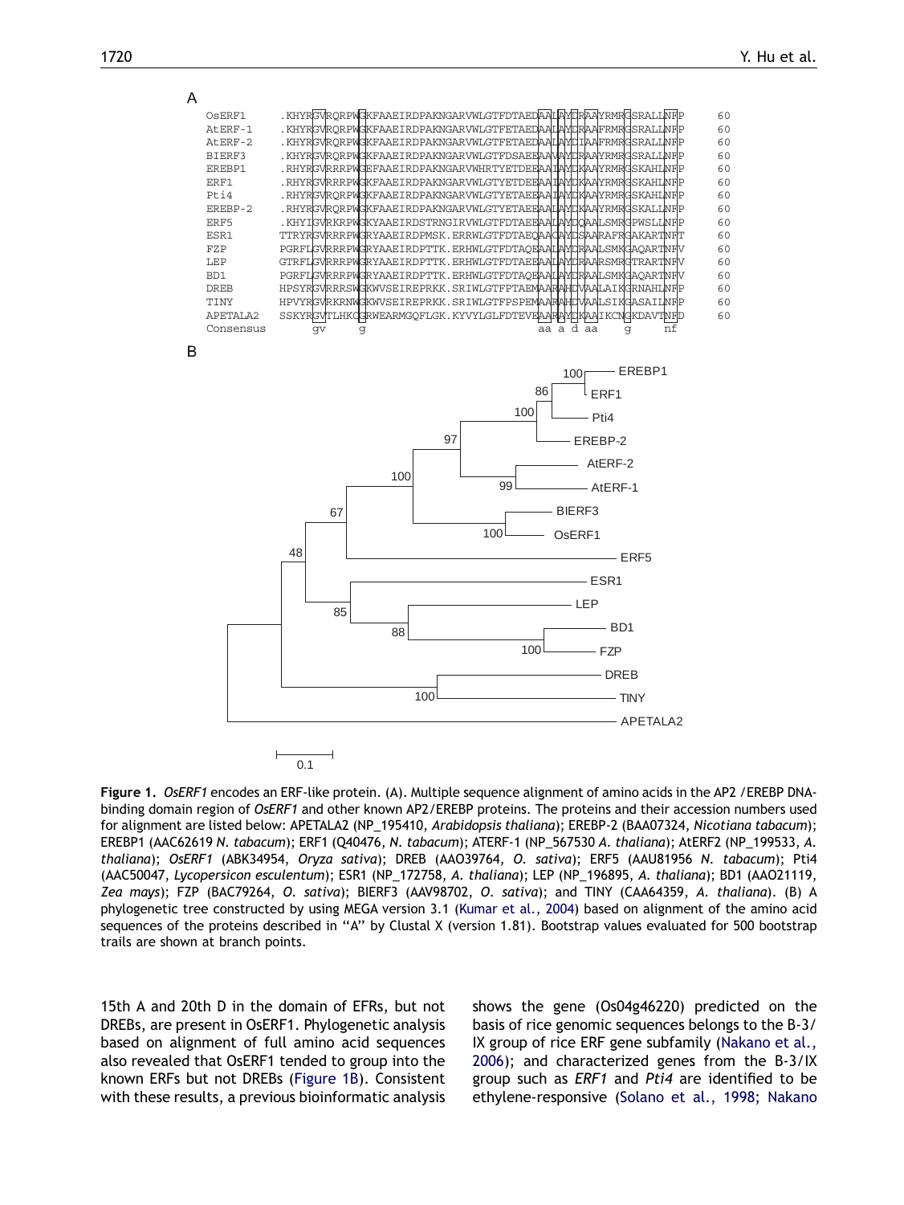A

```
OsERF1     .KHYRGVRQRPWGKFAAEIRDPAKNGARVWLGTFDTAEDAALAYDRAAYRMRGSRALLNFP   60
AtERF-1    .KHYRGVRQRPWGKFAAEIRDPAKNGARVWLGTFETAEDAALAYDRAAFRMRGSRALLNFP   60
AtERF-2    .KHYRGVRQRPWGKFAAEIRDPAKNGARVWLGTFETAEDAALAYDIAAFRMRGSRALLNFP   60
BIERF3     .KHYRGVRQRPWGKFAAEIRDPAKNGARVWLGTFDSAEEAAVAYDRAAYRMRGSRALLNFP   60
EREBP1     .RHYRGVRRRPWGEFAAEIRDPAKNGARVWHRTYETDEEAAIAYDKAAYRMRGSKAHLNFP   60
ERF1       .RHYRGVRRRPWGKFAAEIRDPAKNGARVWLGTYETDEEAAIAYDKAAYRMRGSKAHLNFP   60
Pti4       .RHYRGVRQRPWGKFAAEIRDPAKNGARVWLGTYETAEEAAIAYDKAAYRMRGSKAHLNFP   60
EREBP-2    .RHYRGVRQRPWGKFAAEIRDPAKNGARVWLGTYETAEEAALAYDKAAYRMRGSKALLNFP   60
ERF5       .KHYIGVRKRPWGKYAAEIRDSTRNGIRVWLGTFDTAEEAALAYDQAALSMRGPWSLLNFP   60
ESR1       TTRYRGVRRRPWGRYAAEIRDPMSK.ERRWLGTFDTAEQAACAYDSAARAFRGAKARTNFT   60
FZP        PGRFLGVRRRPWGRYAAEIRDPTTK.ERHWLGTFDTAQEAALAYDRAALSMKGAQARTNFV   60
LEP        GTRFLGVRRRPWGRYAAEIRDPTTK.ERHWLGTFDTAEEAALAYDRAARSMRGTRARTNFV   60
BD1        PGRFLGVRRRPWGRYAAEIRDPTTK.ERHWLGTFDTAQEAALAYDRAALSMKGAQARTNFV   60
DREB       HPSYRGVRRRSWGKWVSEIREPRKK.SRIWLGTFPTAEMAARAHDVAALAIKGRNAHLNFP   60
TINY       HPVYRGVRKRNWGKWVSEIREPRKK.SRIWLGTFPSPEMAARAHDVAALSIKGASAILNFP   60
APETALA2   SSKYRGVTLHKCGRWEARMGQFLGK.KYVYLGLFDTEVEAARAYDKAAIKCNGKDAVTNFD   60
Consensus       gv     g                          aa a d aa     g    nf
```

B

Figure 1. *OsERF1* encodes an ERF-like protein. (A). Multiple sequence alignment of amino acids in the AP2 /EREBP DNA-binding domain region of *OsERF1* and other known AP2/EREBP proteins. The proteins and their accession numbers used for alignment are listed below: APETALA2 (NP_195410, *Arabidopsis thaliana*); EREBP-2 (BAA07324, *Nicotiana tabacum*); EREBP1 (AAC62619 *N. tabacum*); ERF1 (Q40476, *N. tabacum*); ATERF-1 (NP_567530 *A. thaliana*); AtERF2 (NP_199533, *A. thaliana*); *OsERF1* (ABK34954, *Oryza sativa*); DREB (AAO39764, *O. sativa*); ERF5 (AAU81956 *N. tabacum*); Pti4 (AAC50047, *Lycopersicon esculentum*); ESR1 (NP_172758, *A. thaliana*); LEP (NP_196895, *A. thaliana*); BD1 (AAO21119, *Zea mays*); FZP (BAC79264, *O. sativa*); BIERF3 (AAV98702, *O. sativa*); and TINY (CAA64359, *A. thaliana*). (B) A phylogenetic tree constructed by using MEGA version 3.1 (Kumar et al., 2004) based on alignment of the amino acid sequences of the proteins described in "A" by Clustal X (version 1.81). Bootstrap values evaluated for 500 bootstrap trails are shown at branch points.

15th A and 20th D in the domain of EFRs, but not DREBs, are present in OsERF1. Phylogenetic analysis based on alignment of full amino acid sequences also revealed that OsERF1 tended to group into the known ERFs but not DREBs (Figure 1B). Consistent with these results, a previous bioinformatic analysis shows the gene (Os04g46220) predicted on the basis of rice genomic sequences belongs to the B-3/IX group of rice ERF gene subfamily (Nakano et al., 2006); and characterized genes from the B-3/IX group such as *ERF1* and *Pti4* are identified to be ethylene-responsive (Solano et al., 1998; Nakano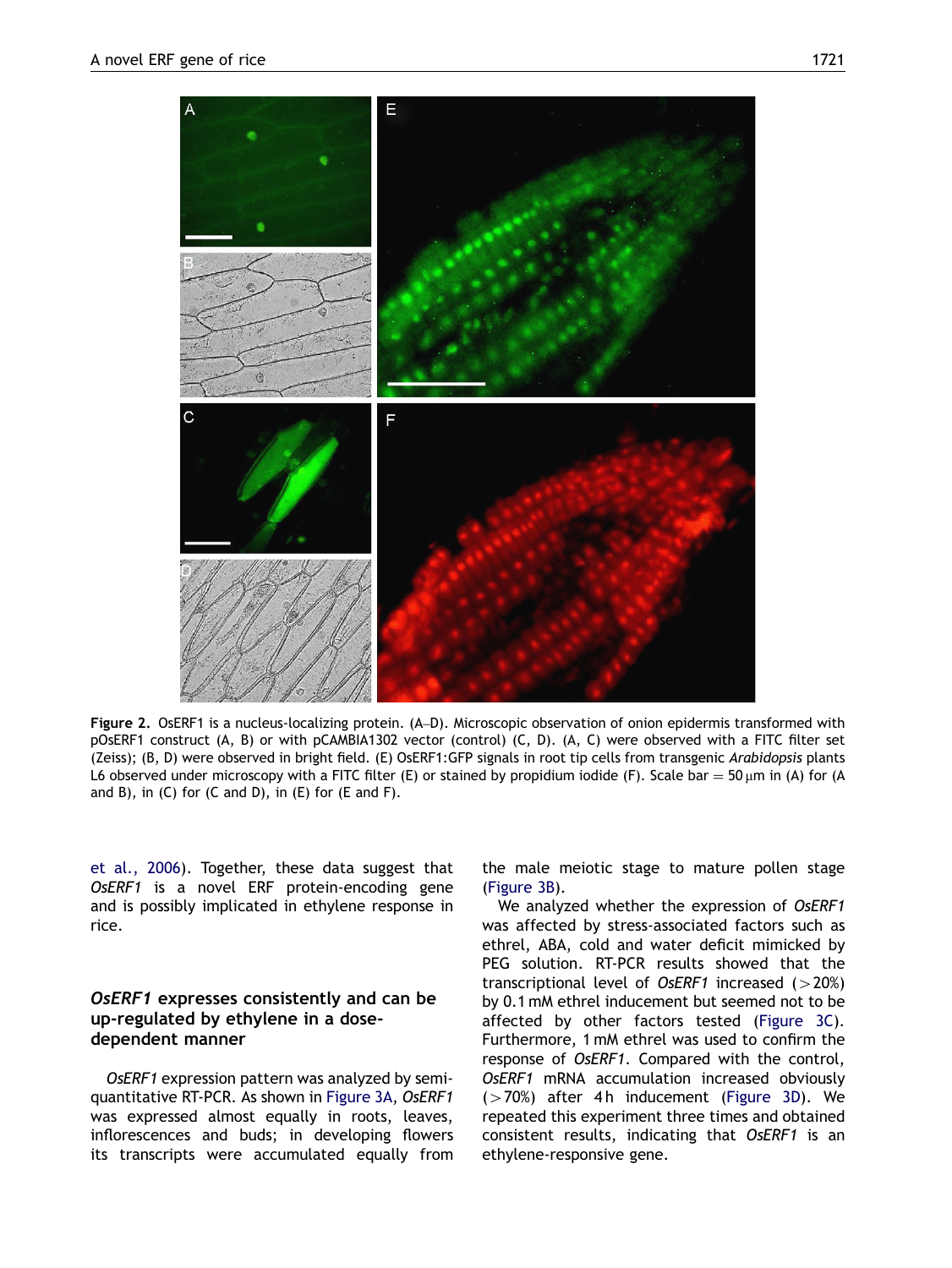**Figure 2.** OsERF1 is a nucleus-localizing protein. (A–D). Microscopic observation of onion epidermis transformed with pOsERF1 construct (A, B) or with pCAMBIA1302 vector (control) (C, D). (A, C) were observed with a FITC filter set (Zeiss); (B, D) were observed in bright field. (E) OsERF1:GFP signals in root tip cells from transgenic *Arabidopsis* plants L6 observed under microscopy with a FITC filter (E) or stained by propidium iodide (F). Scale bar = 50 μm in (A) for (A and B), in (C) for (C and D), in (E) for (E and F).

et al., 2006). Together, these data suggest that *OsERF1* is a novel ERF protein-encoding gene and is possibly implicated in ethylene response in rice.

## *OsERF1* expresses consistently and can be up-regulated by ethylene in a dose-dependent manner

*OsERF1* expression pattern was analyzed by semi-quantitative RT-PCR. As shown in Figure 3A, *OsERF1* was expressed almost equally in roots, leaves, inflorescences and buds; in developing flowers its transcripts were accumulated equally from the male meiotic stage to mature pollen stage (Figure 3B).

We analyzed whether the expression of *OsERF1* was affected by stress-associated factors such as ethrel, ABA, cold and water deficit mimicked by PEG solution. RT-PCR results showed that the transcriptional level of *OsERF1* increased (>20%) by 0.1 mM ethrel inducement but seemed not to be affected by other factors tested (Figure 3C). Furthermore, 1 mM ethrel was used to confirm the response of *OsERF1*. Compared with the control, *OsERF1* mRNA accumulation increased obviously (>70%) after 4 h inducement (Figure 3D). We repeated this experiment three times and obtained consistent results, indicating that *OsERF1* is an ethylene-responsive gene.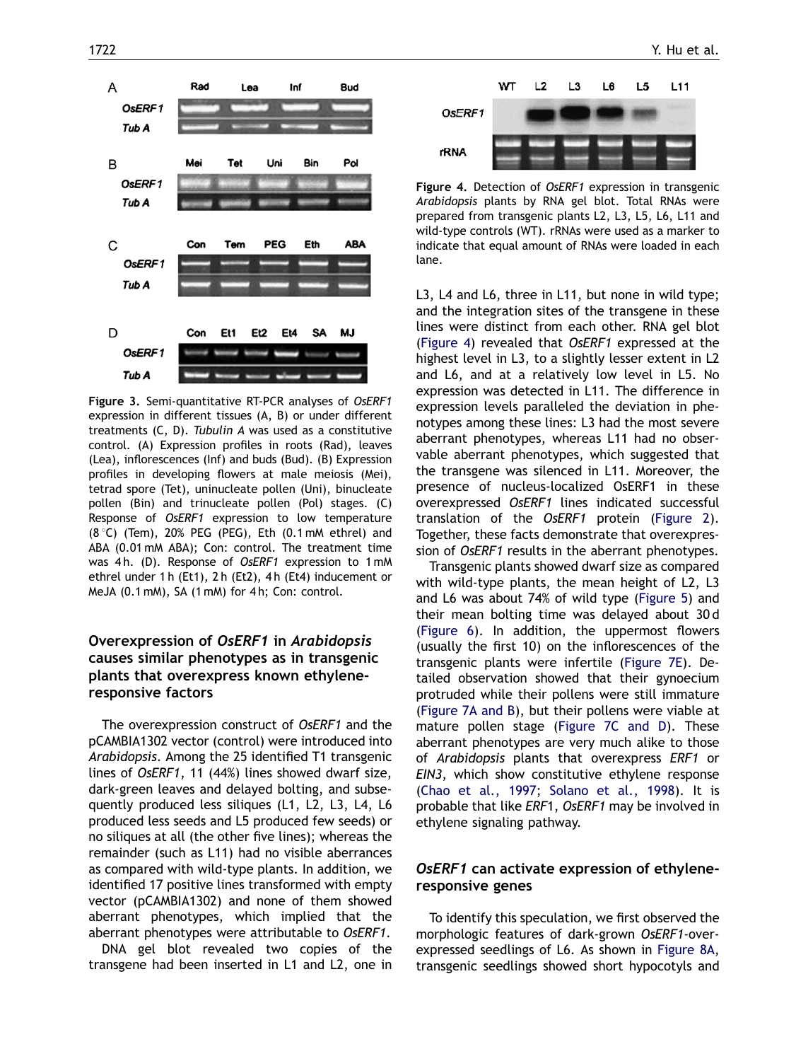**Figure 3.** Semi-quantitative RT-PCR analyses of *OsERF1* expression in different tissues (A, B) or under different treatments (C, D). *Tubulin A* was used as a constitutive control. (A) Expression profiles in roots (Rad), leaves (Lea), inflorescences (Inf) and buds (Bud). (B) Expression profiles in developing flowers at male meiosis (Mei), tetrad spore (Tet), uninucleate pollen (Uni), binucleate pollen (Bin) and trinucleate pollen (Pol) stages. (C) Response of *OsERF1* expression to low temperature (8 °C) (Tem), 20% PEG (PEG), Eth (0.1 mM ethrel) and ABA (0.01 mM ABA); Con: control. The treatment time was 4 h. (D). Response of *OsERF1* expression to 1 mM ethrel under 1 h (Et1), 2 h (Et2), 4 h (Et4) inducement or MeJA (0.1 mM), SA (1 mM) for 4 h; Con: control.

## Overexpression of *OsERF1* in *Arabidopsis* causes similar phenotypes as in transgenic plants that overexpress known ethylene-responsive factors

The overexpression construct of *OsERF1* and the pCAMBIA1302 vector (control) were introduced into *Arabidopsis*. Among the 25 identified T1 transgenic lines of *OsERF1*, 11 (44%) lines showed dwarf size, dark-green leaves and delayed bolting, and subsequently produced less siliques (L1, L2, L3, L4, L6 produced less seeds and L5 produced few seeds) or no siliques at all (the other five lines); whereas the remainder (such as L11) had no visible aberrances as compared with wild-type plants. In addition, we identified 17 positive lines transformed with empty vector (pCAMBIA1302) and none of them showed aberrant phenotypes, which implied that the aberrant phenotypes were attributable to *OsERF1*.

DNA gel blot revealed two copies of the transgene had been inserted in L1 and L2, one in L3, L4 and L6, three in L11, but none in wild type; and the integration sites of the transgene in these lines were distinct from each other. RNA gel blot (Figure 4) revealed that *OsERF1* expressed at the highest level in L3, to a slightly lesser extent in L2 and L6, and at a relatively low level in L5. No expression was detected in L11. The difference in expression levels paralleled the deviation in phenotypes among these lines: L3 had the most severe aberrant phenotypes, whereas L11 had no observable aberrant phenotypes, which suggested that the transgene was silenced in L11. Moreover, the presence of nucleus-localized OsERF1 in these overexpressed *OsERF1* lines indicated successful translation of the *OsERF1* protein (Figure 2). Together, these facts demonstrate that overexpression of *OsERF1* results in the aberrant phenotypes.

**Figure 4.** Detection of *OsERF1* expression in transgenic *Arabidopsis* plants by RNA gel blot. Total RNAs were prepared from transgenic plants L2, L3, L5, L6, L11 and wild-type controls (WT). rRNAs were used as a marker to indicate that equal amount of RNAs were loaded in each lane.

Transgenic plants showed dwarf size as compared with wild-type plants, the mean height of L2, L3 and L6 was about 74% of wild type (Figure 5) and their mean bolting time was delayed about 30 d (Figure 6). In addition, the uppermost flowers (usually the first 10) on the inflorescences of the transgenic plants were infertile (Figure 7E). Detailed observation showed that their gynoecium protruded while their pollens were still immature (Figure 7A and B), but their pollens were viable at mature pollen stage (Figure 7C and D). These aberrant phenotypes are very much alike to those of *Arabidopsis* plants that overexpress *ERF1* or *EIN3*, which show constitutive ethylene response (Chao et al., 1997; Solano et al., 1998). It is probable that like *ERF1*, *OsERF1* may be involved in ethylene signaling pathway.

## *OsERF1* can activate expression of ethylene-responsive genes

To identify this speculation, we first observed the morphologic features of dark-grown *OsERF1*-overexpressed seedlings of L6. As shown in Figure 8A, transgenic seedlings showed short hypocotyls and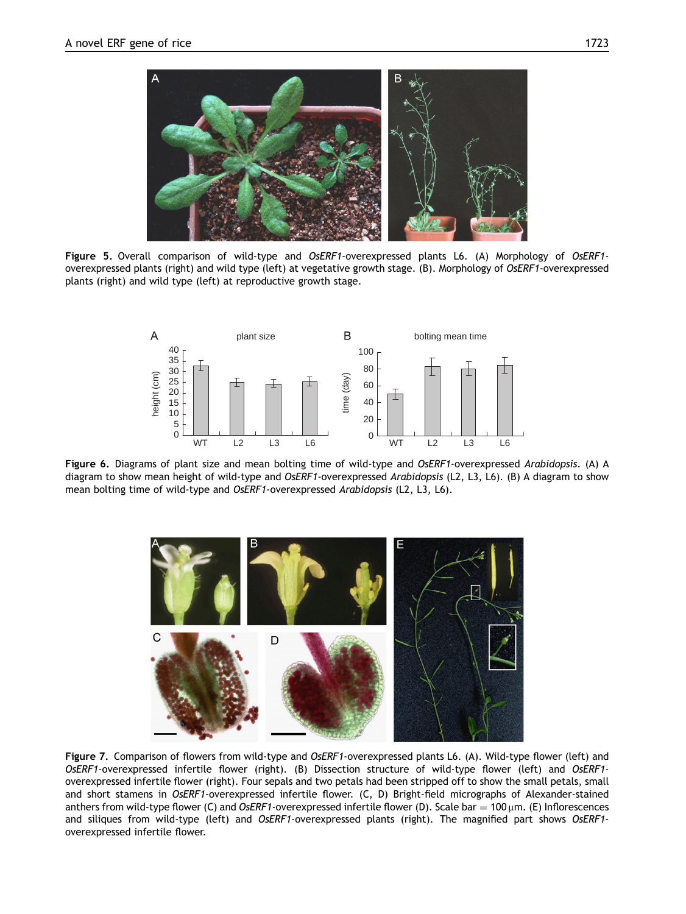**Figure 5.** Overall comparison of wild-type and *OsERF1*-overexpressed plants L6. (A) Morphology of *OsERF1*-overexpressed plants (right) and wild type (left) at vegetative growth stage. (B). Morphology of *OsERF1*-overexpressed plants (right) and wild type (left) at reproductive growth stage.

**Figure 6.** Diagrams of plant size and mean bolting time of wild-type and *OsERF1*-overexpressed *Arabidopsis*. (A) A diagram to show mean height of wild-type and *OsERF1*-overexpressed *Arabidopsis* (L2, L3, L6). (B) A diagram to show mean bolting time of wild-type and *OsERF1*-overexpressed *Arabidopsis* (L2, L3, L6).

**Figure 7.** Comparison of flowers from wild-type and *OsERF1*-overexpressed plants L6. (A). Wild-type flower (left) and *OsERF1*-overexpressed infertile flower (right). (B) Dissection structure of wild-type flower (left) and *OsERF1*-overexpressed infertile flower (right). Four sepals and two petals had been stripped off to show the small petals, small and short stamens in *OsERF1*-overexpressed infertile flower. (C, D) Bright-field micrographs of Alexander-stained anthers from wild-type flower (C) and *OsERF1*-overexpressed infertile flower (D). Scale bar = 100 μm. (E) Inflorescences and siliques from wild-type (left) and *OsERF1*-overexpressed plants (right). The magnified part shows *OsERF1*-overexpressed infertile flower.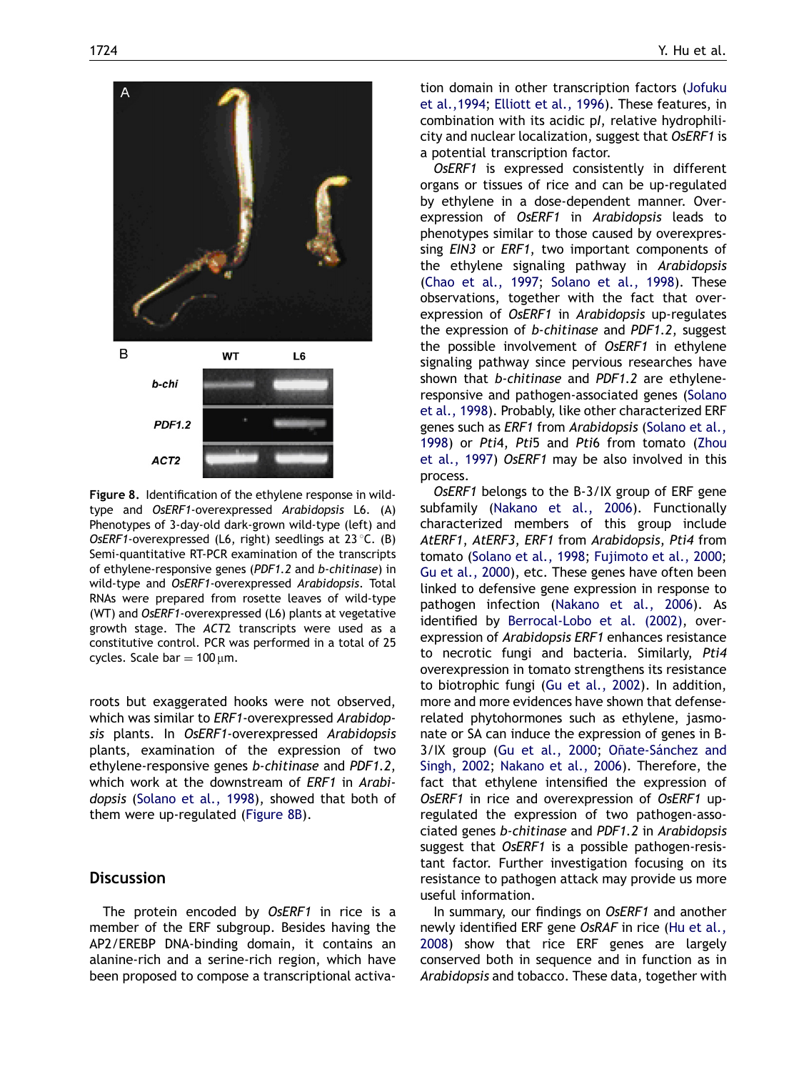Figure 8. Identification of the ethylene response in wild-type and *OsERF1*-overexpressed *Arabidopsis* L6. (A) Phenotypes of 3-day-old dark-grown wild-type (left) and *OsERF1*-overexpressed (L6, right) seedlings at 23 °C. (B) Semi-quantitative RT-PCR examination of the transcripts of ethylene-responsive genes (*PDF1.2* and *b-chitinase*) in wild-type and *OsERF1*-overexpressed *Arabidopsis*. Total RNAs were prepared from rosette leaves of wild-type (WT) and *OsERF1*-overexpressed (L6) plants at vegetative growth stage. The *ACT2* transcripts were used as a constitutive control. PCR was performed in a total of 25 cycles. Scale bar = 100 μm.

roots but exaggerated hooks were not observed, which was similar to *ERF1*-overexpressed *Arabidopsis* plants. In *OsERF1*-overexpressed *Arabidopsis* plants, examination of the expression of two ethylene-responsive genes *b-chitinase* and *PDF1.2*, which work at the downstream of *ERF1* in *Arabidopsis* (Solano et al., 1998), showed that both of them were up-regulated (Figure 8B).

## Discussion

The protein encoded by *OsERF1* in rice is a member of the ERF subgroup. Besides having the AP2/EREBP DNA-binding domain, it contains an alanine-rich and a serine-rich region, which have been proposed to compose a transcriptional activation domain in other transcription factors (Jofuku et al.,1994; Elliott et al., 1996). These features, in combination with its acidic p*I*, relative hydrophilicity and nuclear localization, suggest that *OsERF1* is a potential transcription factor.

*OsERF1* is expressed consistently in different organs or tissues of rice and can be up-regulated by ethylene in a dose-dependent manner. Overexpression of *OsERF1* in *Arabidopsis* leads to phenotypes similar to those caused by overexpressing *EIN3* or *ERF1*, two important components of the ethylene signaling pathway in *Arabidopsis* (Chao et al., 1997; Solano et al., 1998). These observations, together with the fact that overexpression of *OsERF1* in *Arabidopsis* up-regulates the expression of *b-chitinase* and *PDF1.2*, suggest the possible involvement of *OsERF1* in ethylene signaling pathway since pervious researches have shown that *b-chitinase* and *PDF1.2* are ethylene-responsive and pathogen-associated genes (Solano et al., 1998). Probably, like other characterized ERF genes such as *ERF1* from *Arabidopsis* (Solano et al., 1998) or *Pti4*, *Pti5* and *Pti6* from tomato (Zhou et al., 1997) *OsERF1* may be also involved in this process.

*OsERF1* belongs to the B-3/IX group of ERF gene subfamily (Nakano et al., 2006). Functionally characterized members of this group include *AtERF1*, *AtERF3*, *ERF1* from *Arabidopsis*, *Pti4* from tomato (Solano et al., 1998; Fujimoto et al., 2000; Gu et al., 2000), etc. These genes have often been linked to defensive gene expression in response to pathogen infection (Nakano et al., 2006). As identified by Berrocal-Lobo et al. (2002), overexpression of *Arabidopsis ERF1* enhances resistance to necrotic fungi and bacteria. Similarly, *Pti4* overexpression in tomato strengthens its resistance to biotrophic fungi (Gu et al., 2002). In addition, more and more evidences have shown that defense-related phytohormones such as ethylene, jasmonate or SA can induce the expression of genes in B-3/IX group (Gu et al., 2000; Oñate-Sánchez and Singh, 2002; Nakano et al., 2006). Therefore, the fact that ethylene intensified the expression of *OsERF1* in rice and overexpression of *OsERF1* up-regulated the expression of two pathogen-associated genes *b-chitinase* and *PDF1.2* in *Arabidopsis* suggest that *OsERF1* is a possible pathogen-resistant factor. Further investigation focusing on its resistance to pathogen attack may provide us more useful information.

In summary, our findings on *OsERF1* and another newly identified ERF gene *OsRAF* in rice (Hu et al., 2008) show that rice ERF genes are largely conserved both in sequence and in function as in *Arabidopsis* and tobacco. These data, together with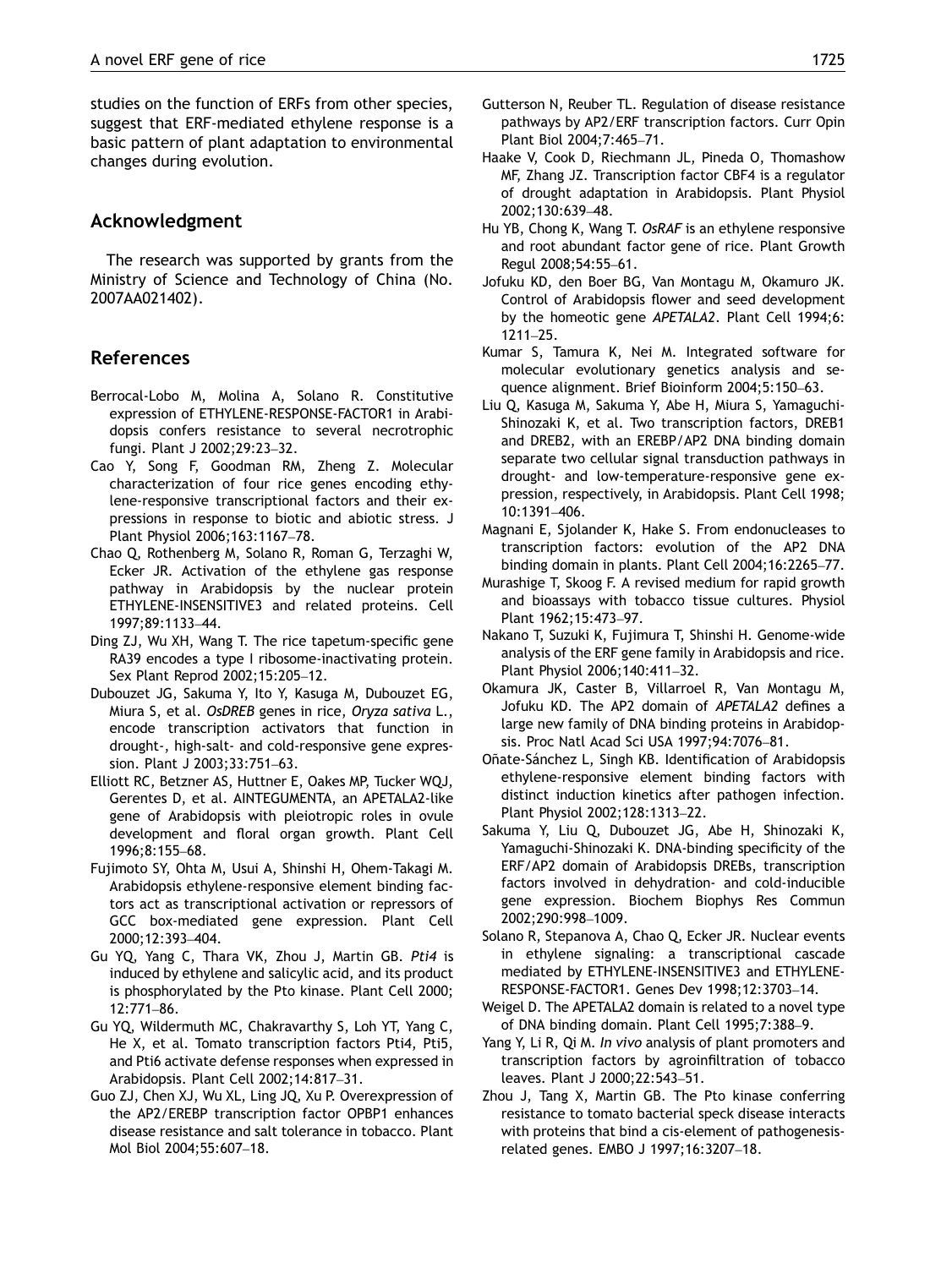studies on the function of ERFs from other species, suggest that ERF-mediated ethylene response is a basic pattern of plant adaptation to environmental changes during evolution.

## Acknowledgment

The research was supported by grants from the Ministry of Science and Technology of China (No. 2007AA021402).

## References

Berrocal-Lobo M, Molina A, Solano R. Constitutive expression of ETHYLENE-RESPONSE-FACTOR1 in Arabidopsis confers resistance to several necrotrophic fungi. Plant J 2002;29:23–32.

Cao Y, Song F, Goodman RM, Zheng Z. Molecular characterization of four rice genes encoding ethylene-responsive transcriptional factors and their expressions in response to biotic and abiotic stress. J Plant Physiol 2006;163:1167–78.

Chao Q, Rothenberg M, Solano R, Roman G, Terzaghi W, Ecker JR. Activation of the ethylene gas response pathway in Arabidopsis by the nuclear protein ETHYLENE-INSENSITIVE3 and related proteins. Cell 1997;89:1133–44.

Ding ZJ, Wu XH, Wang T. The rice tapetum-specific gene RA39 encodes a type I ribosome-inactivating protein. Sex Plant Reprod 2002;15:205–12.

Dubouzet JG, Sakuma Y, Ito Y, Kasuga M, Dubouzet EG, Miura S, et al. *OsDREB* genes in rice, *Oryza sativa* L., encode transcription activators that function in drought-, high-salt- and cold-responsive gene expression. Plant J 2003;33:751–63.

Elliott RC, Betzner AS, Huttner E, Oakes MP, Tucker WQJ, Gerentes D, et al. AINTEGUMENTA, an APETALA2-like gene of Arabidopsis with pleiotropic roles in ovule development and floral organ growth. Plant Cell 1996;8:155–68.

Fujimoto SY, Ohta M, Usui A, Shinshi H, Ohem-Takagi M. Arabidopsis ethylene-responsive element binding factors act as transcriptional activation or repressors of GCC box-mediated gene expression. Plant Cell 2000;12:393–404.

Gu YQ, Yang C, Thara VK, Zhou J, Martin GB. *Pti4* is induced by ethylene and salicylic acid, and its product is phosphorylated by the Pto kinase. Plant Cell 2000; 12:771–86.

Gu YQ, Wildermuth MC, Chakravarthy S, Loh YT, Yang C, He X, et al. Tomato transcription factors Pti4, Pti5, and Pti6 activate defense responses when expressed in Arabidopsis. Plant Cell 2002;14:817–31.

Guo ZJ, Chen XJ, Wu XL, Ling JQ, Xu P. Overexpression of the AP2/EREBP transcription factor OPBP1 enhances disease resistance and salt tolerance in tobacco. Plant Mol Biol 2004;55:607–18.

Gutterson N, Reuber TL. Regulation of disease resistance pathways by AP2/ERF transcription factors. Curr Opin Plant Biol 2004;7:465–71.

Haake V, Cook D, Riechmann JL, Pineda O, Thomashow MF, Zhang JZ. Transcription factor CBF4 is a regulator of drought adaptation in Arabidopsis. Plant Physiol 2002;130:639–48.

Hu YB, Chong K, Wang T. *OsRAF* is an ethylene responsive and root abundant factor gene of rice. Plant Growth Regul 2008;54:55–61.

Jofuku KD, den Boer BG, Van Montagu M, Okamuro JK. Control of Arabidopsis flower and seed development by the homeotic gene *APETALA2*. Plant Cell 1994;6: 1211–25.

Kumar S, Tamura K, Nei M. Integrated software for molecular evolutionary genetics analysis and sequence alignment. Brief Bioinform 2004;5:150–63.

Liu Q, Kasuga M, Sakuma Y, Abe H, Miura S, Yamaguchi-Shinozaki K, et al. Two transcription factors, DREB1 and DREB2, with an EREBP/AP2 DNA binding domain separate two cellular signal transduction pathways in drought- and low-temperature-responsive gene expression, respectively, in Arabidopsis. Plant Cell 1998; 10:1391–406.

Magnani E, Sjolander K, Hake S. From endonucleases to transcription factors: evolution of the AP2 DNA binding domain in plants. Plant Cell 2004;16:2265–77.

Murashige T, Skoog F. A revised medium for rapid growth and bioassays with tobacco tissue cultures. Physiol Plant 1962;15:473–97.

Nakano T, Suzuki K, Fujimura T, Shinshi H. Genome-wide analysis of the ERF gene family in Arabidopsis and rice. Plant Physiol 2006;140:411–32.

Okamura JK, Caster B, Villarroel R, Van Montagu M, Jofuku KD. The AP2 domain of *APETALA2* defines a large new family of DNA binding proteins in Arabidopsis. Proc Natl Acad Sci USA 1997;94:7076–81.

Oñate-Sánchez L, Singh KB. Identification of Arabidopsis ethylene-responsive element binding factors with distinct induction kinetics after pathogen infection. Plant Physiol 2002;128:1313–22.

Sakuma Y, Liu Q, Dubouzet JG, Abe H, Shinozaki K, Yamaguchi-Shinozaki K. DNA-binding specificity of the ERF/AP2 domain of Arabidopsis DREBs, transcription factors involved in dehydration- and cold-inducible gene expression. Biochem Biophys Res Commun 2002;290:998–1009.

Solano R, Stepanova A, Chao Q, Ecker JR. Nuclear events in ethylene signaling: a transcriptional cascade mediated by ETHYLENE-INSENSITIVE3 and ETHYLENE-RESPONSE-FACTOR1. Genes Dev 1998;12:3703–14.

Weigel D. The APETALA2 domain is related to a novel type of DNA binding domain. Plant Cell 1995;7:388–9.

Yang Y, Li R, Qi M. *In vivo* analysis of plant promoters and transcription factors by agroinfiltration of tobacco leaves. Plant J 2000;22:543–51.

Zhou J, Tang X, Martin GB. The Pto kinase conferring resistance to tomato bacterial speck disease interacts with proteins that bind a cis-element of pathogenesis-related genes. EMBO J 1997;16:3207–18.